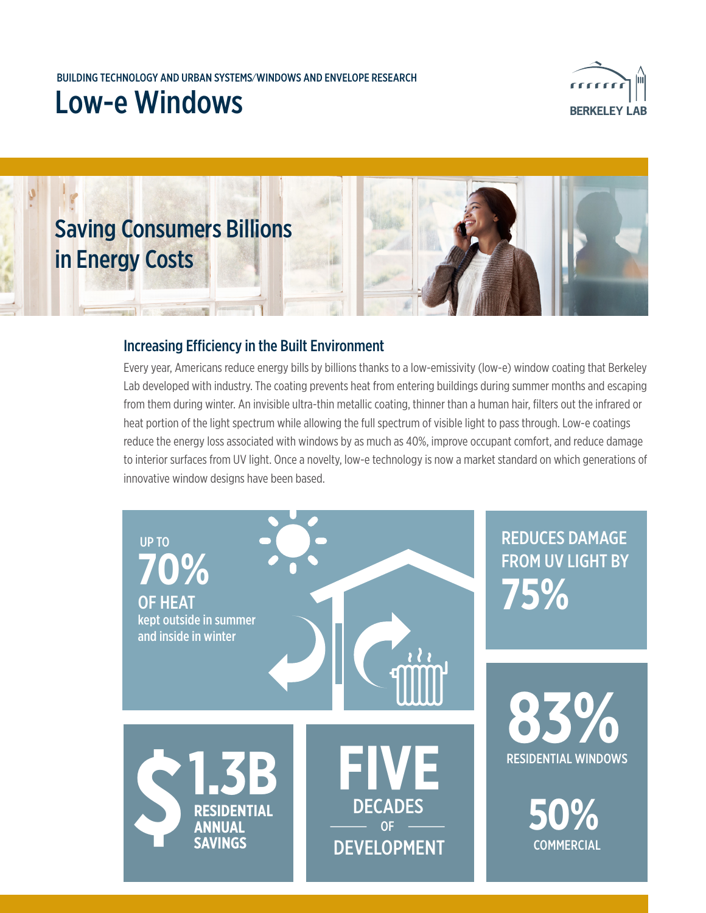BUILDING TECHNOLOGY AND URBAN SYSTEMS/WINDOWS AND ENVELOPE RESEARCH

# Low-e Windows

BERKELEY LAB

## Saving Consumers Billions in Energy Costs

### Increasing Efficiency in the Built Environment

Every year, Americans reduce energy bills by billions thanks to a low-emissivity (low-e) window coating that Berkeley Lab developed with industry. The coating prevents heat from entering buildings during summer months and escaping from them during winter. An invisible ultra-thin metallic coating, thinner than a human hair, filters out the infrared or heat portion of the light spectrum while allowing the full spectrum of visible light to pass through. Low-e coatings reduce the energy loss associated with windows by as much as 40%, improve occupant comfort, and reduce damage to interior surfaces from UV light. Once a novelty, low-e technology is now a market standard on which generations of innovative window designs have been based.

UP TO **70%** OF HEAT kept outside in summer and inside in winter

REDUCES DAMAGE FROM UV LIGHT BY **75%**

**$1.3B** RESIDENTIAL ANNUAL SAVINGS

**FIVE** DECADES OF DEVELOPMENT

**83%** RESIDENTIAL WINDOWS

**50%** COMMERCIAL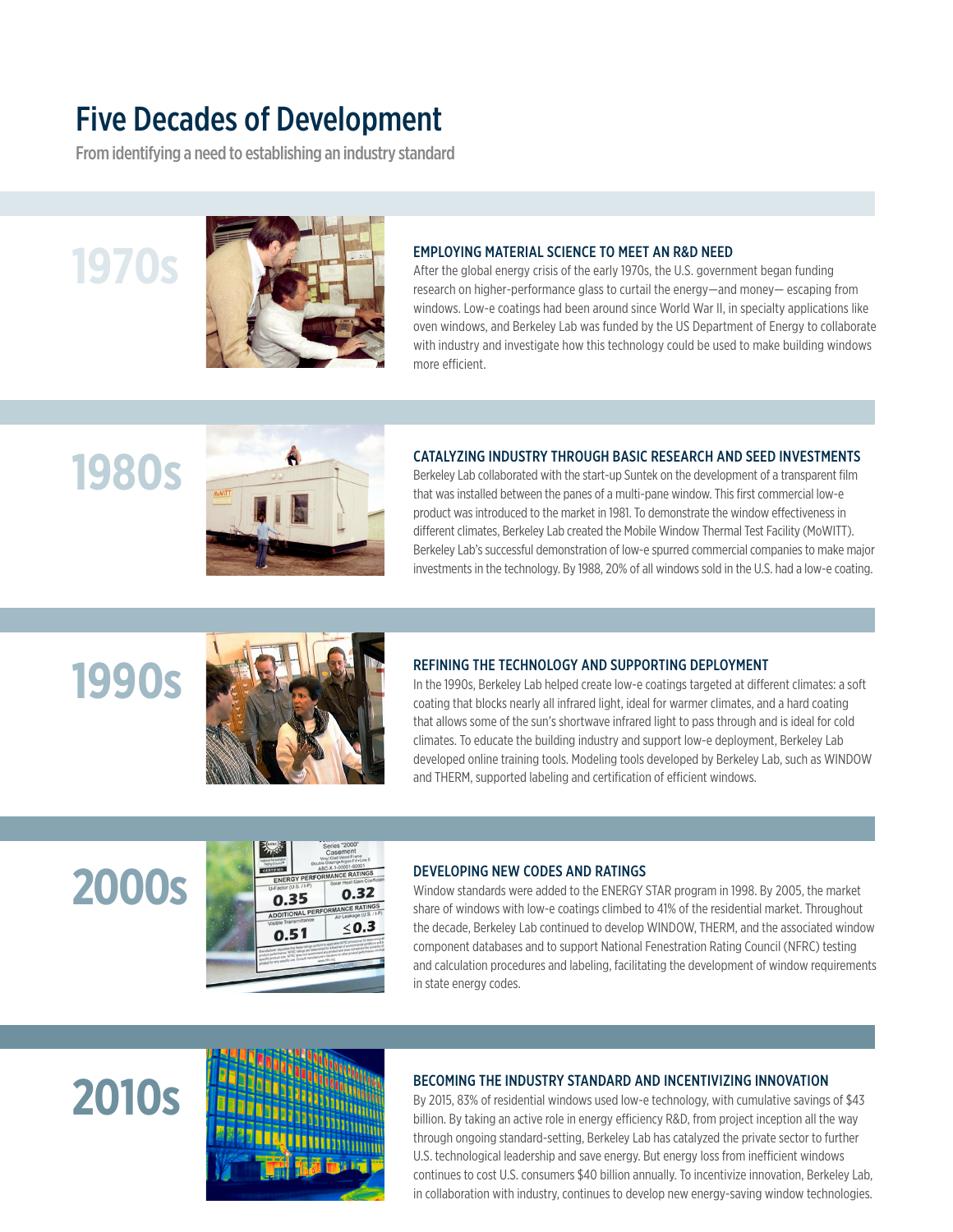# Five Decades of Development

From identifying a need to establishing an industry standard

## 1970s

### EMPLOYING MATERIAL SCIENCE TO MEET AN R&D NEED

After the global energy crisis of the early 1970s, the U.S. government began funding research on higher-performance glass to curtail the energy—and money— escaping from windows. Low-e coatings had been around since World War II, in specialty applications like oven windows, and Berkeley Lab was funded by the US Department of Energy to collaborate with industry and investigate how this technology could be used to make building windows more efficient.

## 1980s

### CATALYZING INDUSTRY THROUGH BASIC RESEARCH AND SEED INVESTMENTS

Berkeley Lab collaborated with the start-up Suntek on the development of a transparent film that was installed between the panes of a multi-pane window. This first commercial low-e product was introduced to the market in 1981. To demonstrate the window effectiveness in different climates, Berkeley Lab created the Mobile Window Thermal Test Facility (MoWITT). Berkeley Lab's successful demonstration of low-e spurred commercial companies to make major investments in the technology. By 1988, 20% of all windows sold in the U.S. had a low-e coating.

## 1990s

### REFINING THE TECHNOLOGY AND SUPPORTING DEPLOYMENT

In the 1990s, Berkeley Lab helped create low-e coatings targeted at different climates: a soft coating that blocks nearly all infrared light, ideal for warmer climates, and a hard coating that allows some of the sun's shortwave infrared light to pass through and is ideal for cold climates. To educate the building industry and support low-e deployment, Berkeley Lab developed online training tools. Modeling tools developed by Berkeley Lab, such as WINDOW and THERM, supported labeling and certification of efficient windows.

## 2000s

### DEVELOPING NEW CODES AND RATINGS

Window standards were added to the ENERGY STAR program in 1998. By 2005, the market share of windows with low-e coatings climbed to 41% of the residential market. Throughout the decade, Berkeley Lab continued to develop WINDOW, THERM, and the associated window component databases and to support National Fenestration Rating Council (NFRC) testing and calculation procedures and labeling, facilitating the development of window requirements in state energy codes.

## 2010s

### BECOMING THE INDUSTRY STANDARD AND INCENTIVIZING INNOVATION

By 2015, 83% of residential windows used low-e technology, with cumulative savings of $43 billion. By taking an active role in energy efficiency R&D, from project inception all the way through ongoing standard-setting, Berkeley Lab has catalyzed the private sector to further U.S. technological leadership and save energy. But energy loss from inefficient windows continues to cost U.S. consumers $40 billion annually. To incentivize innovation, Berkeley Lab, in collaboration with industry, continues to develop new energy-saving window technologies.